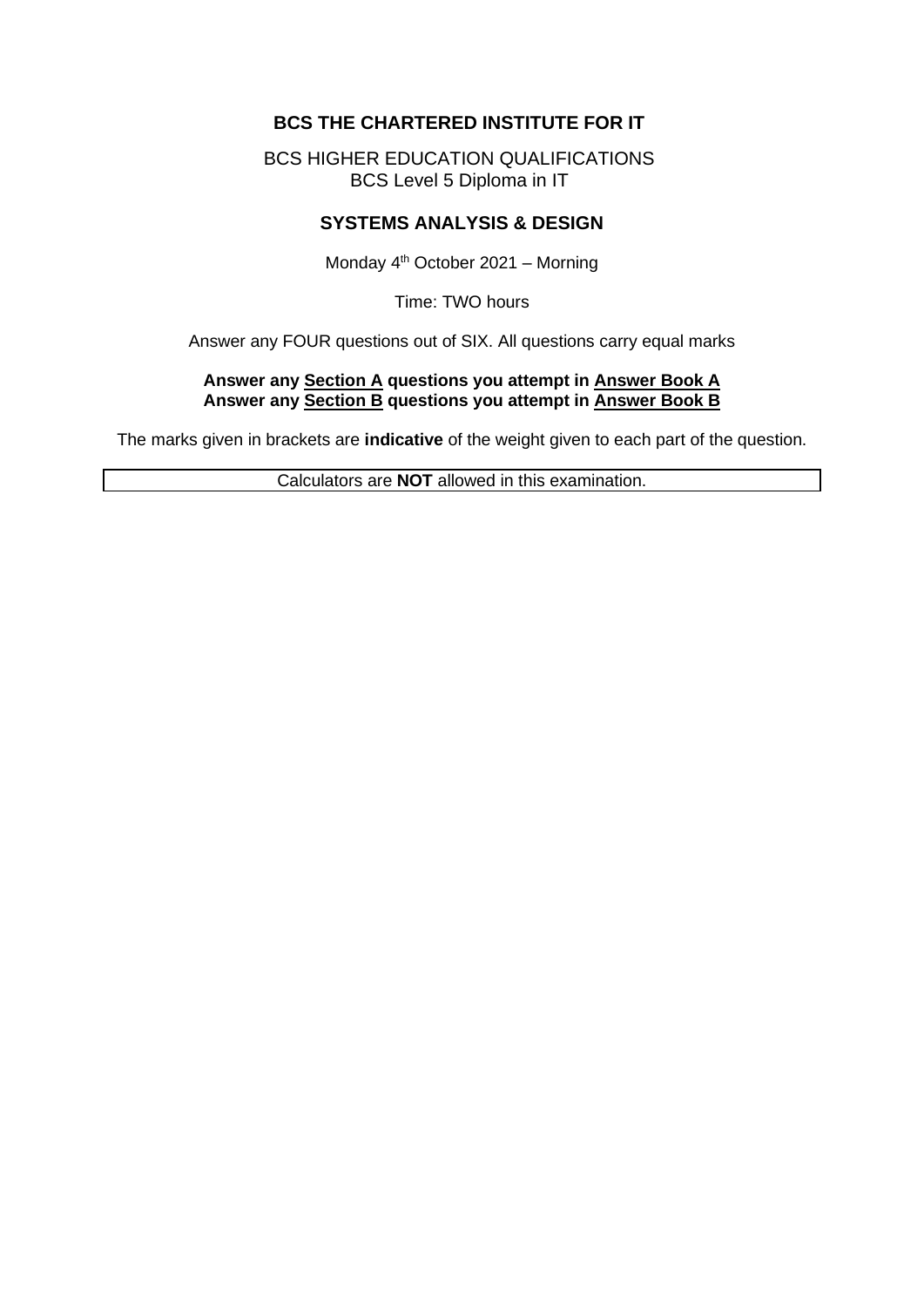**BCS THE CHARTERED INSTITUTE FOR IT**

BCS HIGHER EDUCATION QUALIFICATIONS
BCS Level 5 Diploma in IT

**SYSTEMS ANALYSIS & DESIGN**

Monday 4th October 2021 – Morning

Time: TWO hours

Answer any FOUR questions out of SIX. All questions carry equal marks

**Answer any Section A questions you attempt in Answer Book A**
**Answer any Section B questions you attempt in Answer Book B**

The marks given in brackets are **indicative** of the weight given to each part of the question.

Calculators are **NOT** allowed in this examination.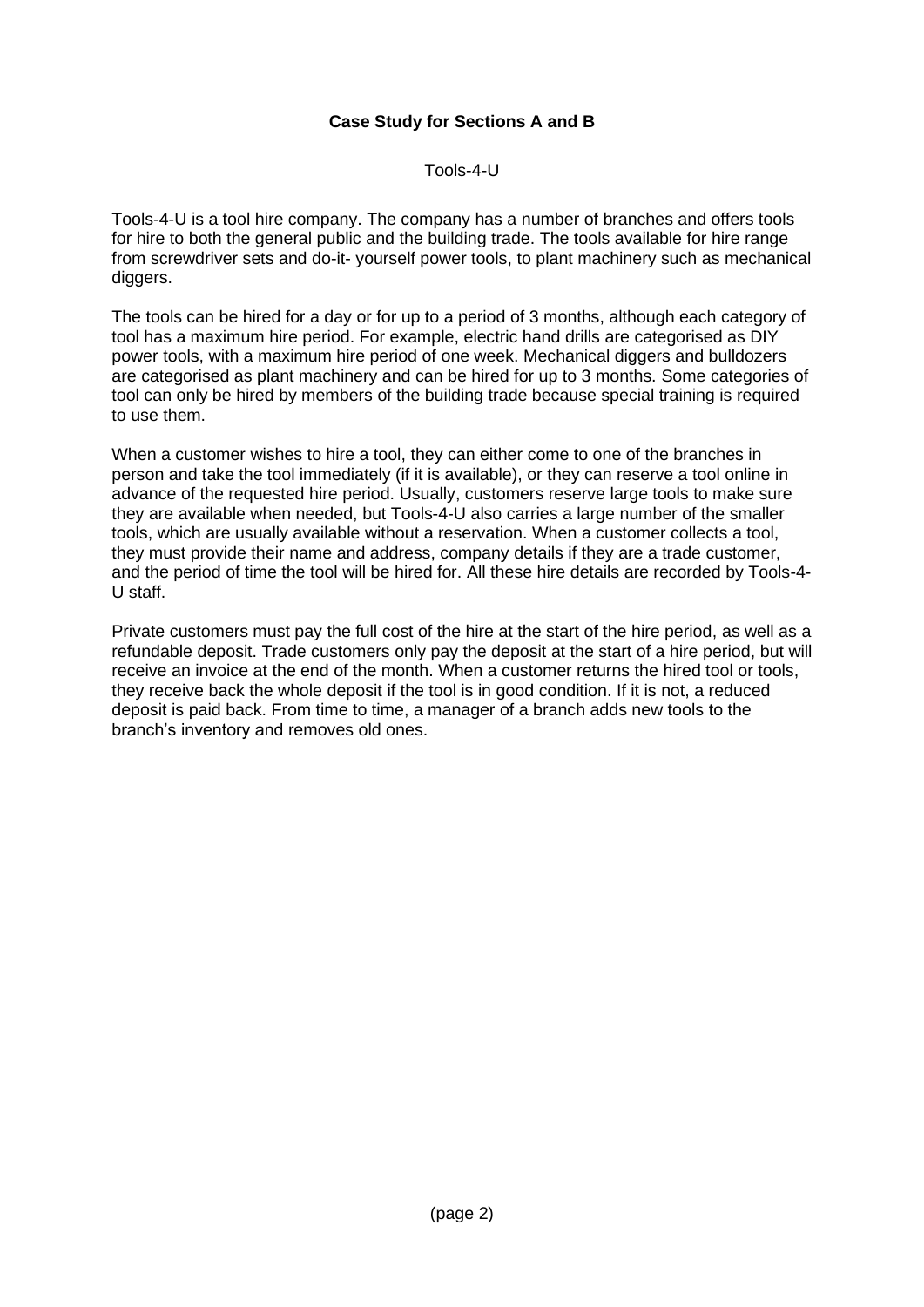**Case Study for Sections A and B**

Tools-4-U

Tools-4-U is a tool hire company. The company has a number of branches and offers tools for hire to both the general public and the building trade. The tools available for hire range from screwdriver sets and do-it- yourself power tools, to plant machinery such as mechanical diggers.

The tools can be hired for a day or for up to a period of 3 months, although each category of tool has a maximum hire period. For example, electric hand drills are categorised as DIY power tools, with a maximum hire period of one week. Mechanical diggers and bulldozers are categorised as plant machinery and can be hired for up to 3 months. Some categories of tool can only be hired by members of the building trade because special training is required to use them.

When a customer wishes to hire a tool, they can either come to one of the branches in person and take the tool immediately (if it is available), or they can reserve a tool online in advance of the requested hire period. Usually, customers reserve large tools to make sure they are available when needed, but Tools-4-U also carries a large number of the smaller tools, which are usually available without a reservation. When a customer collects a tool, they must provide their name and address, company details if they are a trade customer, and the period of time the tool will be hired for. All these hire details are recorded by Tools-4-U staff.

Private customers must pay the full cost of the hire at the start of the hire period, as well as a refundable deposit. Trade customers only pay the deposit at the start of a hire period, but will receive an invoice at the end of the month. When a customer returns the hired tool or tools, they receive back the whole deposit if the tool is in good condition. If it is not, a reduced deposit is paid back. From time to time, a manager of a branch adds new tools to the branch's inventory and removes old ones.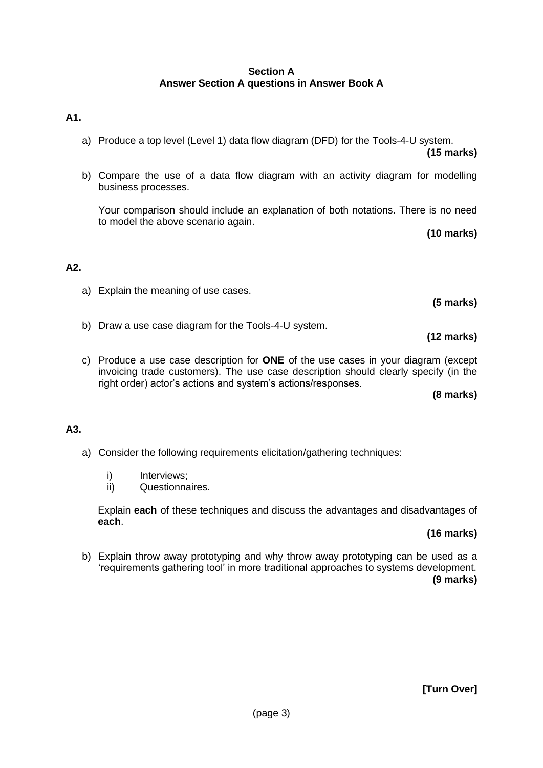**Section A**
**Answer Section A questions in Answer Book A**

**A1.**

a) Produce a top level (Level 1) data flow diagram (DFD) for the Tools-4-U system.
**(15 marks)**

b) Compare the use of a data flow diagram with an activity diagram for modelling business processes.

Your comparison should include an explanation of both notations. There is no need to model the above scenario again.
**(10 marks)**

**A2.**

a) Explain the meaning of use cases.
**(5 marks)**

b) Draw a use case diagram for the Tools-4-U system.
**(12 marks)**

c) Produce a use case description for **ONE** of the use cases in your diagram (except invoicing trade customers). The use case description should clearly specify (in the right order) actor's actions and system's actions/responses.
**(8 marks)**

**A3.**

a) Consider the following requirements elicitation/gathering techniques:

i) Interviews;
ii) Questionnaires.

Explain **each** of these techniques and discuss the advantages and disadvantages of **each**.
**(16 marks)**

b) Explain throw away prototyping and why throw away prototyping can be used as a 'requirements gathering tool' in more traditional approaches to systems development.
**(9 marks)**

**[Turn Over]**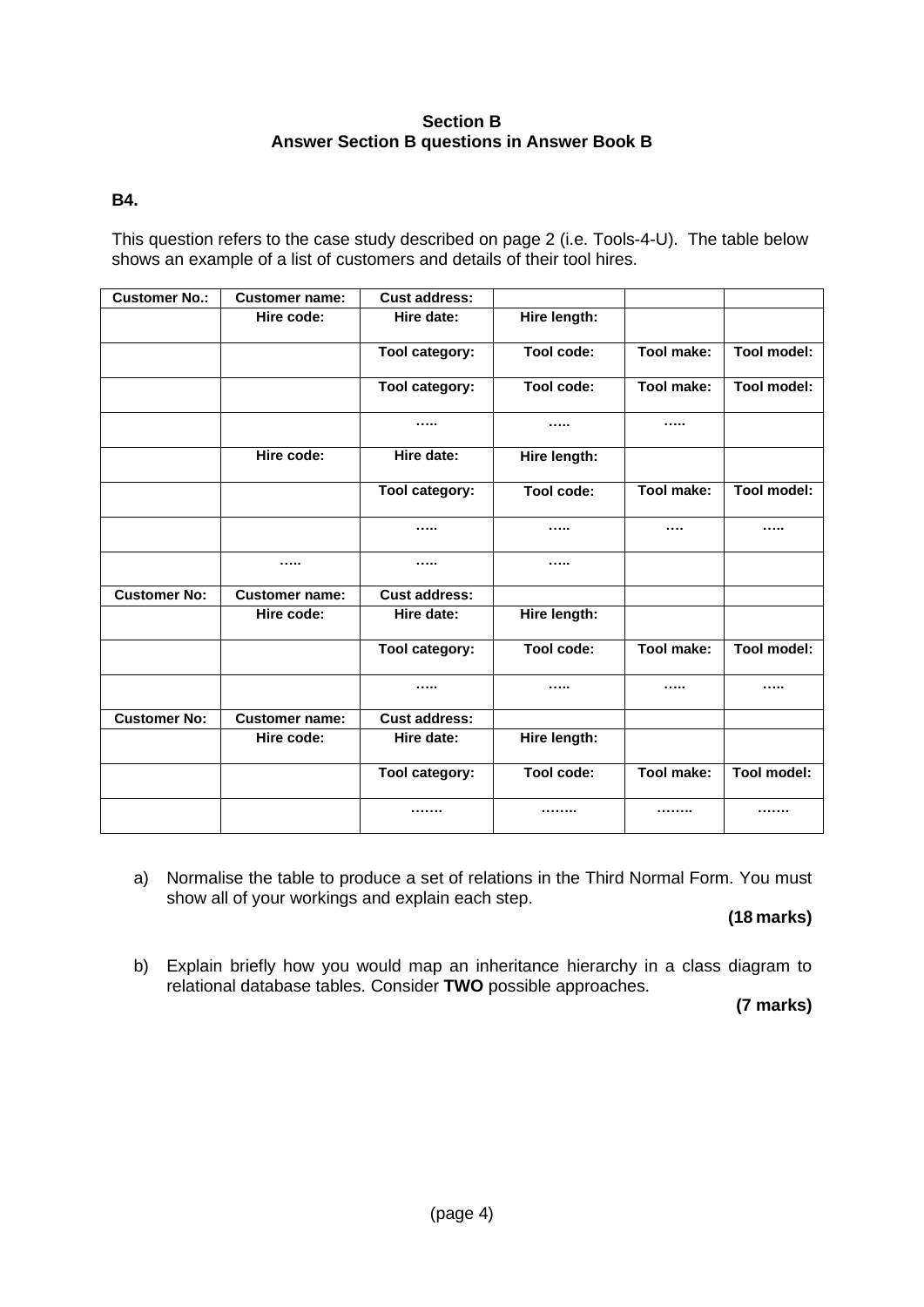**Section B**
**Answer Section B questions in Answer Book B**

**B4.**

This question refers to the case study described on page 2 (i.e. Tools-4-U). The table below shows an example of a list of customers and details of their tool hires.

| **Customer No.:** | **Customer name:** | **Cust address:** | | | |
|---|---|---|---|---|---|
| | **Hire code:** | **Hire date:** | **Hire length:** | | |
| | | **Tool category:** | **Tool code:** | **Tool make:** | **Tool model:** |
| | | **Tool category:** | **Tool code:** | **Tool make:** | **Tool model:** |
| | | ….. | ….. | ….. | |
| | **Hire code:** | **Hire date:** | **Hire length:** | | |
| | | **Tool category:** | **Tool code:** | **Tool make:** | **Tool model:** |
| | | ….. | ….. | …. | ….. |
| | ….. | ….. | ….. | | |
| **Customer No:** | **Customer name:** | **Cust address:** | | | |
| | **Hire code:** | **Hire date:** | **Hire length:** | | |
| | | **Tool category:** | **Tool code:** | **Tool make:** | **Tool model:** |
| | | ….. | ….. | ….. | ….. |
| **Customer No:** | **Customer name:** | **Cust address:** | | | |
| | **Hire code:** | **Hire date:** | **Hire length:** | | |
| | | **Tool category:** | **Tool code:** | **Tool make:** | **Tool model:** |
| | | ……. | …….. | …….. | ……. |

a) Normalise the table to produce a set of relations in the Third Normal Form. You must show all of your workings and explain each step.

**(18 marks)**

b) Explain briefly how you would map an inheritance hierarchy in a class diagram to relational database tables. Consider **TWO** possible approaches.

**(7 marks)**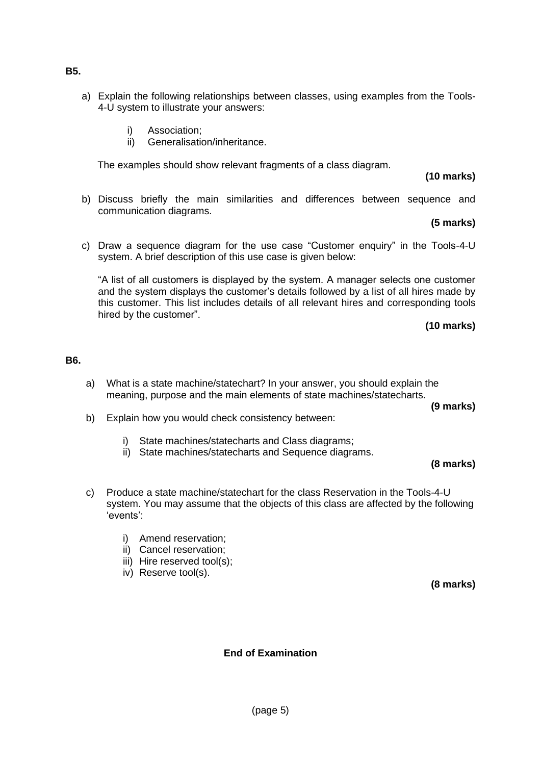**B5.**

a) Explain the following relationships between classes, using examples from the Tools-4-U system to illustrate your answers:

   i) Association;
   ii) Generalisation/inheritance.

   The examples should show relevant fragments of a class diagram.

**(10 marks)**

b) Discuss briefly the main similarities and differences between sequence and communication diagrams.

**(5 marks)**

c) Draw a sequence diagram for the use case "Customer enquiry" in the Tools-4-U system. A brief description of this use case is given below:

   "A list of all customers is displayed by the system. A manager selects one customer and the system displays the customer's details followed by a list of all hires made by this customer. This list includes details of all relevant hires and corresponding tools hired by the customer".

**(10 marks)**

**B6.**

a) What is a state machine/statechart? In your answer, you should explain the meaning, purpose and the main elements of state machines/statecharts.

**(9 marks)**

b) Explain how you would check consistency between:

   i) State machines/statecharts and Class diagrams;
   ii) State machines/statecharts and Sequence diagrams.

**(8 marks)**

c) Produce a state machine/statechart for the class Reservation in the Tools-4-U system. You may assume that the objects of this class are affected by the following 'events':

   i) Amend reservation;
   ii) Cancel reservation;
   iii) Hire reserved tool(s);
   iv) Reserve tool(s).

**(8 marks)**

**End of Examination**